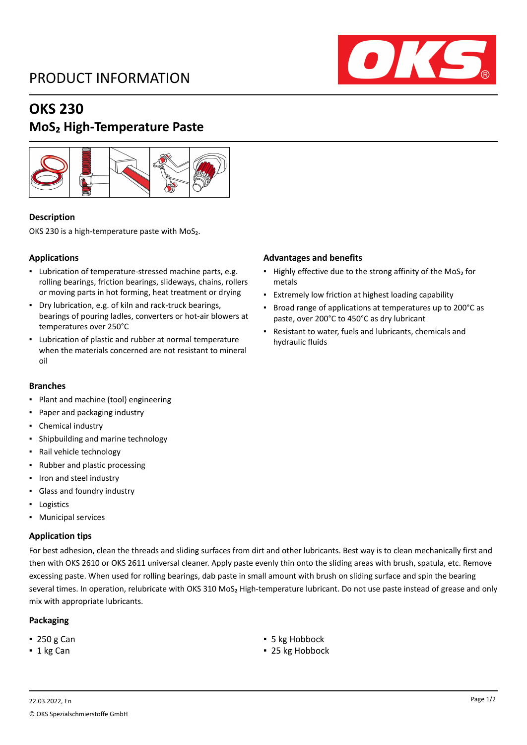# PRODUCT INFORMATION

# OKS 230

## $MoS_2$ High-Temperature Paste

### Description

OKS 230 is a high-temperature paste with $MoS_2$.

### Applications

- Lubrication of temperature-stressed machine parts, e.g. rolling bearings, friction bearings, slideways, chains, rollers or moving parts in hot forming, heat treatment or drying
- Dry lubrication, e.g. of kiln and rack-truck bearings, bearings of pouring ladles, converters or hot-air blowers at temperatures over 250°C
- Lubrication of plastic and rubber at normal temperature when the materials concerned are not resistant to mineral oil

### Advantages and benefits

- Highly effective due to the strong affinity of the $MoS_2$ for metals
- Extremely low friction at highest loading capability
- Broad range of applications at temperatures up to 200°C as paste, over 200°C to 450°C as dry lubricant
- Resistant to water, fuels and lubricants, chemicals and hydraulic fluids

### Branches

- Plant and machine (tool) engineering
- Paper and packaging industry
- Chemical industry
- Shipbuilding and marine technology
- Rail vehicle technology
- Rubber and plastic processing
- Iron and steel industry
- Glass and foundry industry
- Logistics
- Municipal services

### Application tips

For best adhesion, clean the threads and sliding surfaces from dirt and other lubricants. Best way is to clean mechanically first and then with OKS 2610 or OKS 2611 universal cleaner. Apply paste evenly thin onto the sliding areas with brush, spatula, etc. Remove excessing paste. When used for rolling bearings, dab paste in small amount with brush on sliding surface and spin the bearing several times. In operation, relubricate with OKS 310 $MoS_2$ High-temperature lubricant. Do not use paste instead of grease and only mix with appropriate lubricants.

### Packaging

- 250 g Can
- 1 kg Can
- 5 kg Hobbock
- 25 kg Hobbock

22.03.2022, En

© OKS Spezialschmierstoffe GmbH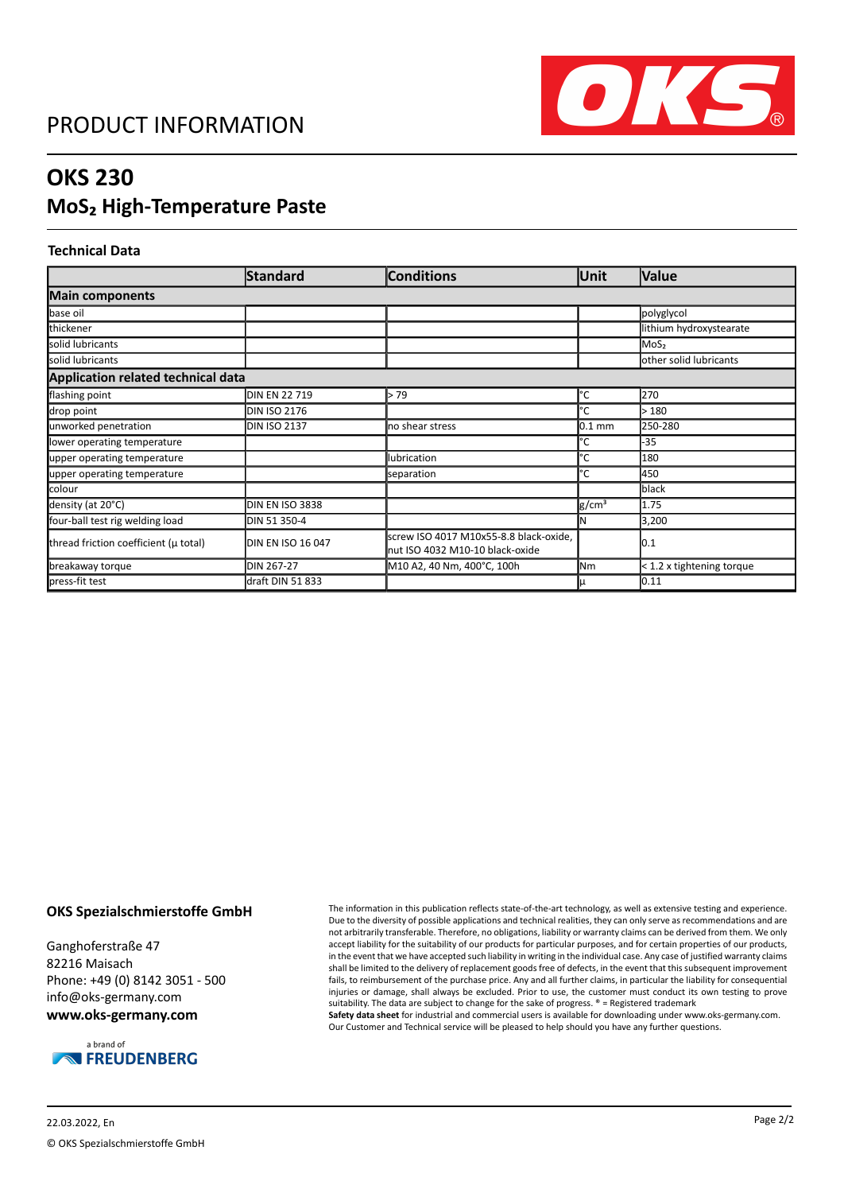PRODUCT INFORMATION

# OKS 230

## $MoS_2$ High-Temperature Paste

### Technical Data

| | Standard | Conditions | Unit | Value |
|---|---|---|---|---|
| **Main components** | | | | |
| base oil | | | | polyglycol |
| thickener | | | | lithium hydroxystearate |
| solid lubricants | | | | $MoS_2$ |
| solid lubricants | | | | other solid lubricants |
| **Application related technical data** | | | | |
| flashing point | DIN EN 22 719 | > 79 | °C | 270 |
| drop point | DIN ISO 2176 | | °C | > 180 |
| unworked penetration | DIN ISO 2137 | no shear stress | 0.1 mm | 250-280 |
| lower operating temperature | | | °C | -35 |
| upper operating temperature | | lubrication | °C | 180 |
| upper operating temperature | | separation | °C | 450 |
| colour | | | | black |
| density (at 20°C) | DIN EN ISO 3838 | | $g/cm^3$ | 1.75 |
| four-ball test rig welding load | DIN 51 350-4 | | N | 3,200 |
| thread friction coefficient (µ total) | DIN EN ISO 16 047 | screw ISO 4017 M10x55-8.8 black-oxide, nut ISO 4032 M10-10 black-oxide | | 0.1 |
| breakaway torque | DIN 267-27 | M10 A2, 40 Nm, 400°C, 100h | Nm | < 1.2 x tightening torque |
| press-fit test | draft DIN 51 833 | | µ | 0.11 |

**OKS Spezialschmierstoffe GmbH**

Ganghoferstraße 47
82216 Maisach
Phone: +49 (0) 8142 3051 - 500
info@oks-germany.com
**www.oks-germany.com**

a brand of FREUDENBERG

The information in this publication reflects state-of-the-art technology, as well as extensive testing and experience. Due to the diversity of possible applications and technical realities, they can only serve as recommendations and are not arbitrarily transferable. Therefore, no obligations, liability or warranty claims can be derived from them. We only accept liability for the suitability of our products for particular purposes, and for certain properties of our products, in the event that we have accepted such liability in writing in the individual case. Any case of justified warranty claims shall be limited to the delivery of replacement goods free of defects, in the event that this subsequent improvement fails, to reimbursement of the purchase price. Any and all further claims, in particular the liability for consequential injuries or damage, shall always be excluded. Prior to use, the customer must conduct its own testing to prove suitability. The data are subject to change for the sake of progress. ® = Registered trademark
**Safety data sheet** for industrial and commercial users is available for downloading under www.oks-germany.com. Our Customer and Technical service will be pleased to help should you have any further questions.

22.03.2022, En

© OKS Spezialschmierstoffe GmbH